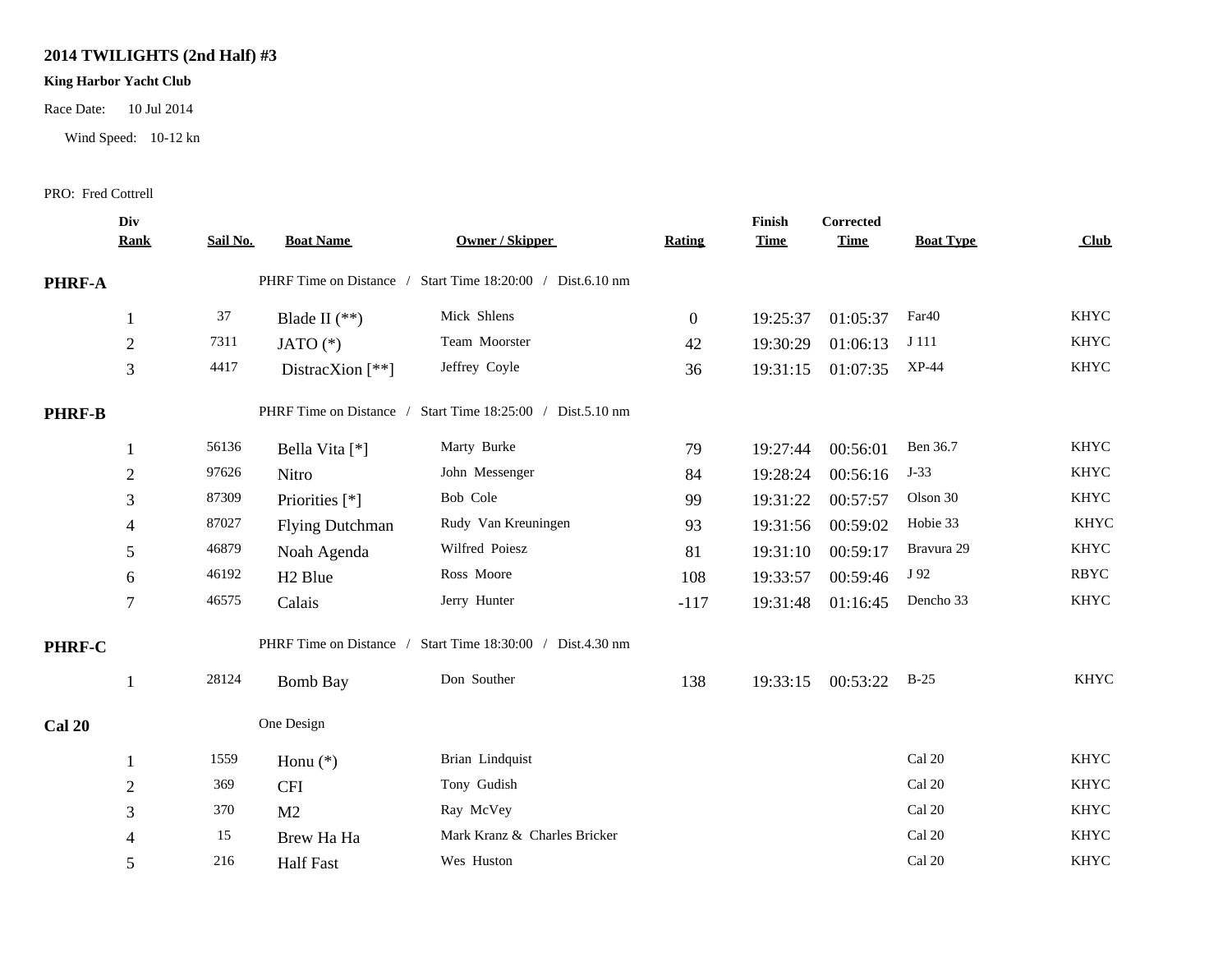# 2014 TWILIGHTS (2nd Half) #3

**King Harbor Yacht Club**

Race Date: 10 Jul 2014

Wind Speed: 10-12 kn

PRO: Fred Cottrell

| Div Rank | Sail No. | Boat Name | Owner / Skipper | Rating | Finish Time | Corrected Time | Boat Type | Club |
|---|---|---|---|---|---|---|---|---|
| **PHRF-A** | | PHRF Time on Distance / Start Time 18:20:00 / Dist.6.10 nm | | | | | | |
| 1 | 37 | Blade II (**) | Mick Shlens | 0 | 19:25:37 | 01:05:37 | Far40 | KHYC |
| 2 | 7311 | JATO (*) | Team Moorster | 42 | 19:30:29 | 01:06:13 | J 111 | KHYC |
| 3 | 4417 | DistracXion [**] | Jeffrey Coyle | 36 | 19:31:15 | 01:07:35 | XP-44 | KHYC |
| **PHRF-B** | | PHRF Time on Distance / Start Time 18:25:00 / Dist.5.10 nm | | | | | | |
| 1 | 56136 | Bella Vita [*] | Marty Burke | 79 | 19:27:44 | 00:56:01 | Ben 36.7 | KHYC |
| 2 | 97626 | Nitro | John Messenger | 84 | 19:28:24 | 00:56:16 | J-33 | KHYC |
| 3 | 87309 | Priorities [*] | Bob Cole | 99 | 19:31:22 | 00:57:57 | Olson 30 | KHYC |
| 4 | 87027 | Flying Dutchman | Rudy Van Kreuningen | 93 | 19:31:56 | 00:59:02 | Hobie 33 | KHYC |
| 5 | 46879 | Noah Agenda | Wilfred Poiesz | 81 | 19:31:10 | 00:59:17 | Bravura 29 | KHYC |
| 6 | 46192 | H2 Blue | Ross Moore | 108 | 19:33:57 | 00:59:46 | J 92 | RBYC |
| 7 | 46575 | Calais | Jerry Hunter | -117 | 19:31:48 | 01:16:45 | Dencho 33 | KHYC |
| **PHRF-C** | | PHRF Time on Distance / Start Time 18:30:00 / Dist.4.30 nm | | | | | | |
| 1 | 28124 | Bomb Bay | Don Souther | 138 | 19:33:15 | 00:53:22 | B-25 | KHYC |
| **Cal 20** | | One Design | | | | | | |
| 1 | 1559 | Honu (*) | Brian Lindquist | | | | Cal 20 | KHYC |
| 2 | 369 | CFI | Tony Gudish | | | | Cal 20 | KHYC |
| 3 | 370 | M2 | Ray McVey | | | | Cal 20 | KHYC |
| 4 | 15 | Brew Ha Ha | Mark Kranz & Charles Bricker | | | | Cal 20 | KHYC |
| 5 | 216 | Half Fast | Wes Huston | | | | Cal 20 | KHYC |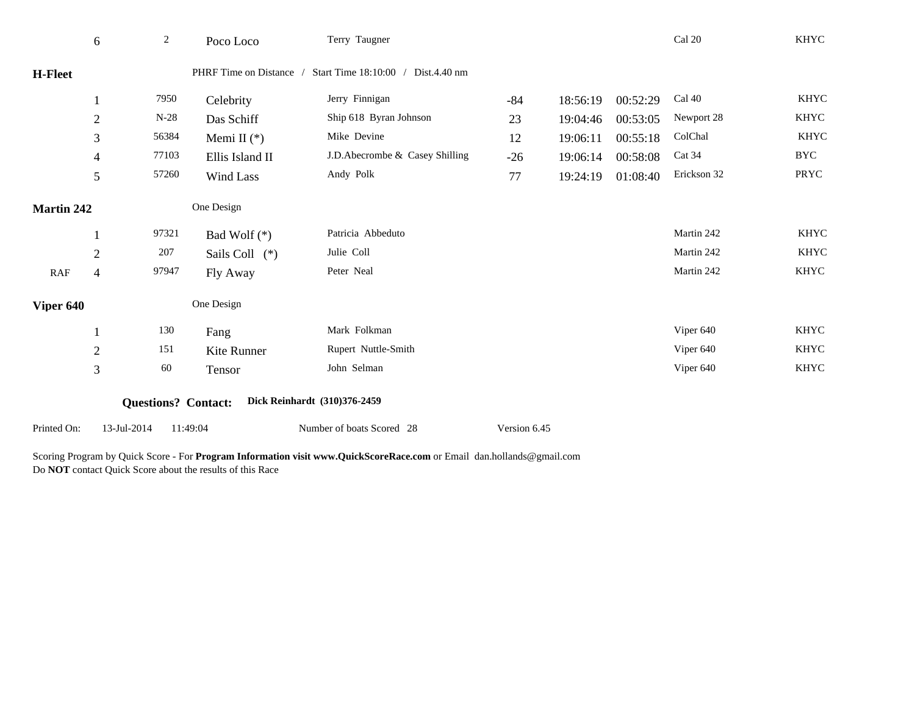| | | | | | | | | | |
|---|---|---|---|---|---|---|---|---|---|
| | 6 | 2 | Poco Loco | Terry Taugner | | | | Cal 20 | KHYC |

**H-Fleet** PHRF Time on Distance / Start Time 18:10:00 / Dist.4.40 nm

| | | | | | | | | | |
|---|---|---|---|---|---|---|---|---|---|
| | 1 | 7950 | Celebrity | Jerry Finnigan | -84 | 18:56:19 | 00:52:29 | Cal 40 | KHYC |
| | 2 | N-28 | Das Schiff | Ship 618 Byran Johnson | 23 | 19:04:46 | 00:53:05 | Newport 28 | KHYC |
| | 3 | 56384 | Memi II (*) | Mike Devine | 12 | 19:06:11 | 00:55:18 | ColChal | KHYC |
| | 4 | 77103 | Ellis Island II | J.D.Abecrombe & Casey Shilling | -26 | 19:06:14 | 00:58:08 | Cat 34 | BYC |
| | 5 | 57260 | Wind Lass | Andy Polk | 77 | 19:24:19 | 01:08:40 | Erickson 32 | PRYC |

**Martin 242** One Design

| | | | | | | |
|---|---|---|---|---|---|---|
| | 1 | 97321 | Bad Wolf (*) | Patricia Abbeduto | Martin 242 | KHYC |
| | 2 | 207 | Sails Coll (*) | Julie Coll | Martin 242 | KHYC |
| RAF | 4 | 97947 | Fly Away | Peter Neal | Martin 242 | KHYC |

**Viper 640** One Design

| | | | | | | |
|---|---|---|---|---|---|---|
| | 1 | 130 | Fang | Mark Folkman | Viper 640 | KHYC |
| | 2 | 151 | Kite Runner | Rupert Nuttle-Smith | Viper 640 | KHYC |
| | 3 | 60 | Tensor | John Selman | Viper 640 | KHYC |

**Questions? Contact: Dick Reinhardt (310)376-2459**

Printed On: 13-Jul-2014 11:49:04 Number of boats Scored 28 Version 6.45

Scoring Program by Quick Score - For **Program Information visit www.QuickScoreRace.com** or Email dan.hollands@gmail.com
Do **NOT** contact Quick Score about the results of this Race